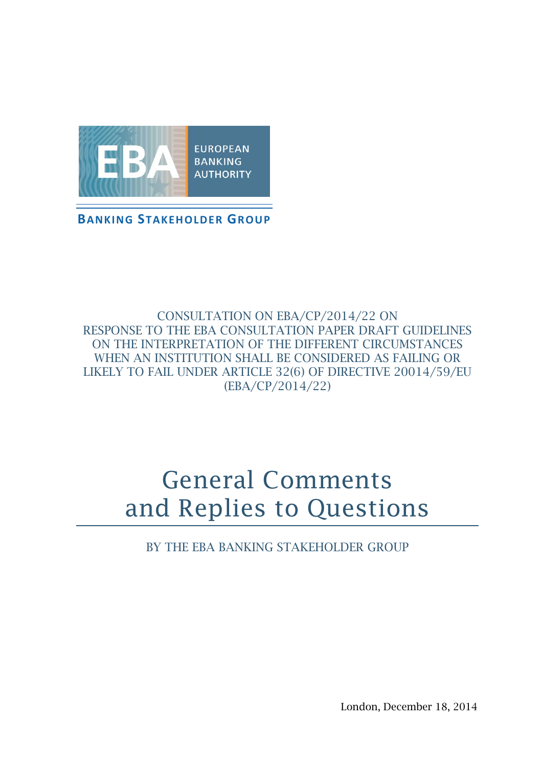EUROPEAN BANKING AUTHORITY

**BANKING STAKEHOLDER GROUP**

CONSULTATION ON EBA/CP/2014/22 ON RESPONSE TO THE EBA CONSULTATION PAPER DRAFT GUIDELINES ON THE INTERPRETATION OF THE DIFFERENT CIRCUMSTANCES WHEN AN INSTITUTION SHALL BE CONSIDERED AS FAILING OR LIKELY TO FAIL UNDER ARTICLE 32(6) OF DIRECTIVE 20014/59/EU (EBA/CP/2014/22)

# General Comments and Replies to Questions

BY THE EBA BANKING STAKEHOLDER GROUP

London, December 18, 2014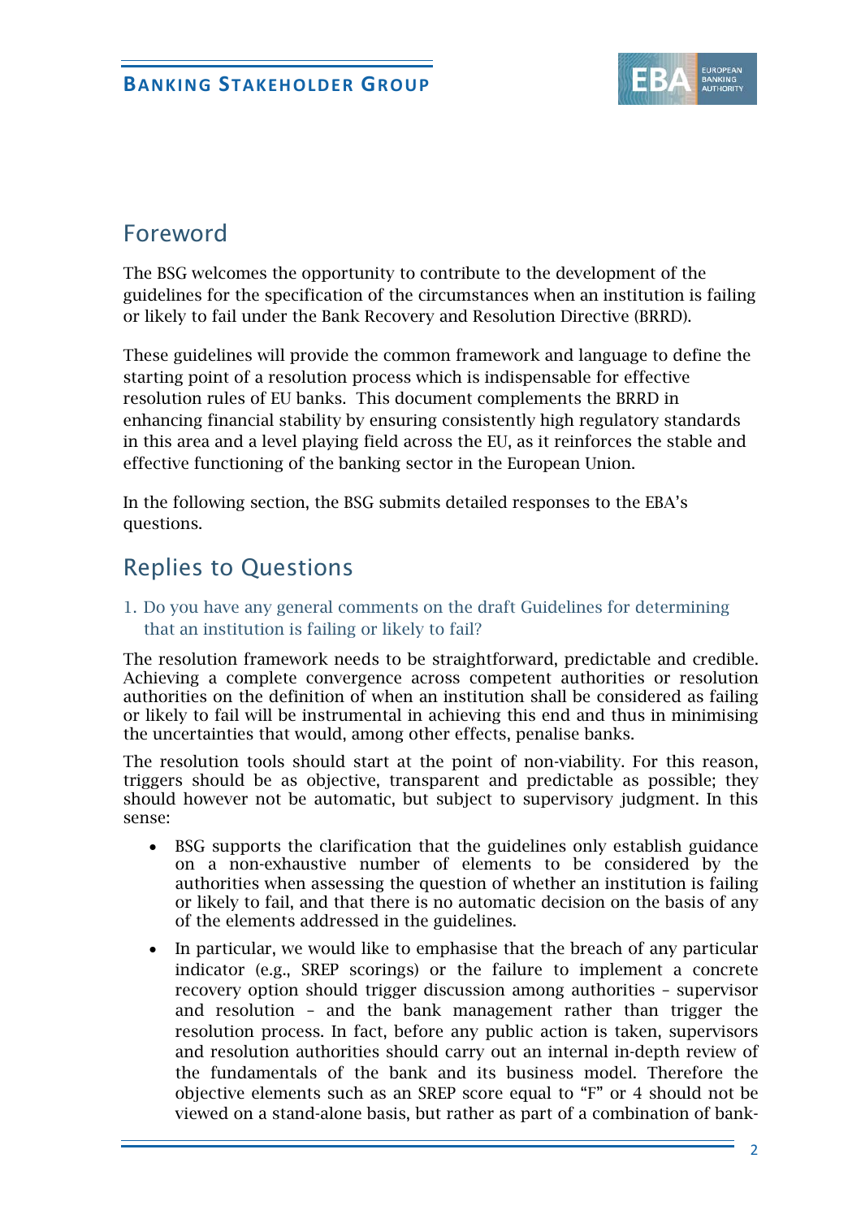## Foreword

The BSG welcomes the opportunity to contribute to the development of the guidelines for the specification of the circumstances when an institution is failing or likely to fail under the Bank Recovery and Resolution Directive (BRRD).

These guidelines will provide the common framework and language to define the starting point of a resolution process which is indispensable for effective resolution rules of EU banks. This document complements the BRRD in enhancing financial stability by ensuring consistently high regulatory standards in this area and a level playing field across the EU, as it reinforces the stable and effective functioning of the banking sector in the European Union.

In the following section, the BSG submits detailed responses to the EBA's questions.

## Replies to Questions

### 1. Do you have any general comments on the draft Guidelines for determining that an institution is failing or likely to fail?

The resolution framework needs to be straightforward, predictable and credible. Achieving a complete convergence across competent authorities or resolution authorities on the definition of when an institution shall be considered as failing or likely to fail will be instrumental in achieving this end and thus in minimising the uncertainties that would, among other effects, penalise banks.

The resolution tools should start at the point of non-viability. For this reason, triggers should be as objective, transparent and predictable as possible; they should however not be automatic, but subject to supervisory judgment. In this sense:

- BSG supports the clarification that the guidelines only establish guidance on a non-exhaustive number of elements to be considered by the authorities when assessing the question of whether an institution is failing or likely to fail, and that there is no automatic decision on the basis of any of the elements addressed in the guidelines.
- In particular, we would like to emphasise that the breach of any particular indicator (e.g., SREP scorings) or the failure to implement a concrete recovery option should trigger discussion among authorities – supervisor and resolution – and the bank management rather than trigger the resolution process. In fact, before any public action is taken, supervisors and resolution authorities should carry out an internal in-depth review of the fundamentals of the bank and its business model. Therefore the objective elements such as an SREP score equal to "F" or 4 should not be viewed on a stand-alone basis, but rather as part of a combination of bank-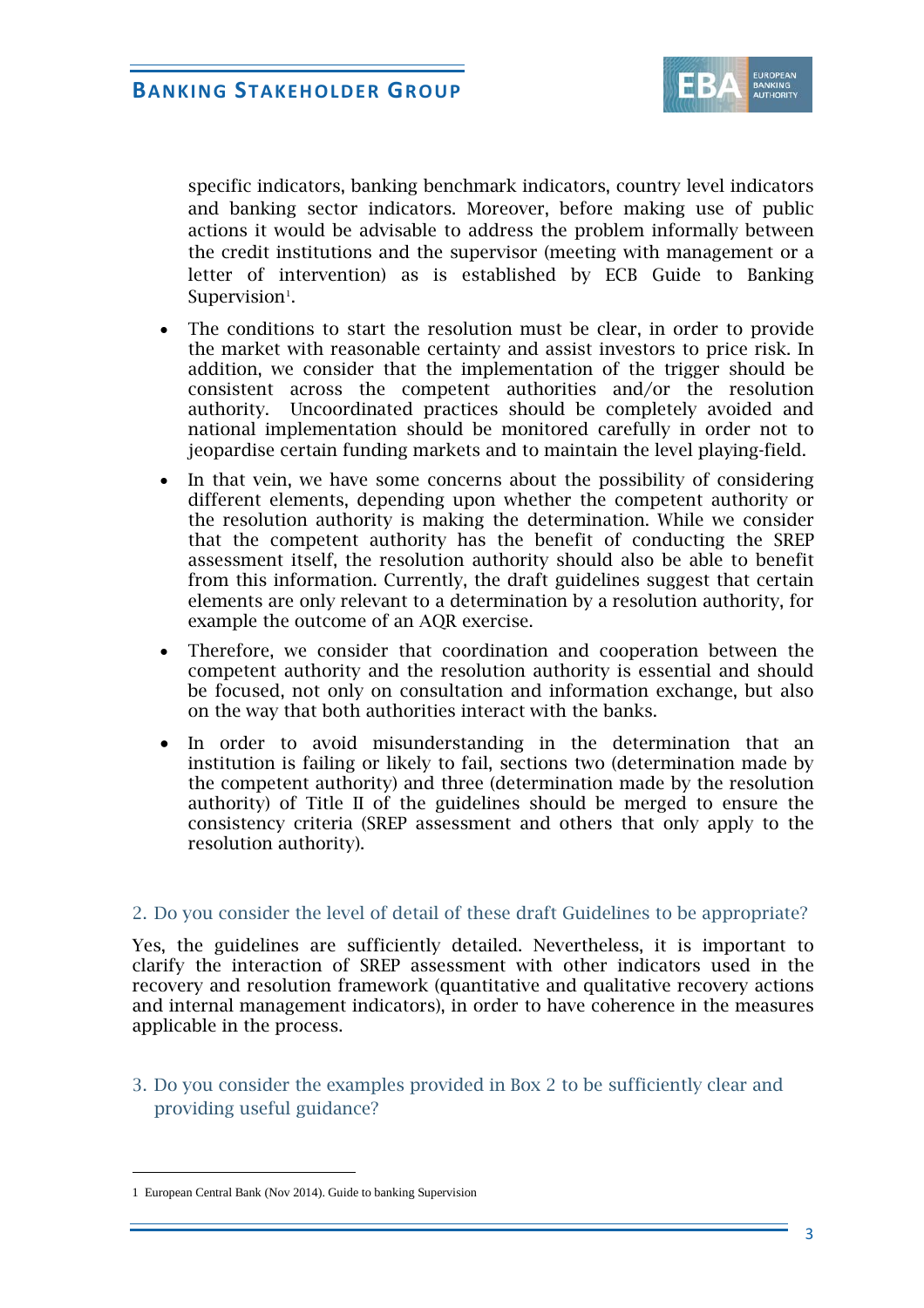specific indicators, banking benchmark indicators, country level indicators and banking sector indicators. Moreover, before making use of public actions it would be advisable to address the problem informally between the credit institutions and the supervisor (meeting with management or a letter of intervention) as is established by ECB Guide to Banking Supervision[1].

- The conditions to start the resolution must be clear, in order to provide the market with reasonable certainty and assist investors to price risk. In addition, we consider that the implementation of the trigger should be consistent across the competent authorities and/or the resolution authority. Uncoordinated practices should be completely avoided and national implementation should be monitored carefully in order not to jeopardise certain funding markets and to maintain the level playing-field.
- In that vein, we have some concerns about the possibility of considering different elements, depending upon whether the competent authority or the resolution authority is making the determination. While we consider that the competent authority has the benefit of conducting the SREP assessment itself, the resolution authority should also be able to benefit from this information. Currently, the draft guidelines suggest that certain elements are only relevant to a determination by a resolution authority, for example the outcome of an AQR exercise.
- Therefore, we consider that coordination and cooperation between the competent authority and the resolution authority is essential and should be focused, not only on consultation and information exchange, but also on the way that both authorities interact with the banks.
- In order to avoid misunderstanding in the determination that an institution is failing or likely to fail, sections two (determination made by the competent authority) and three (determination made by the resolution authority) of Title II of the guidelines should be merged to ensure the consistency criteria (SREP assessment and others that only apply to the resolution authority).

## 2. Do you consider the level of detail of these draft Guidelines to be appropriate?

Yes, the guidelines are sufficiently detailed. Nevertheless, it is important to clarify the interaction of SREP assessment with other indicators used in the recovery and resolution framework (quantitative and qualitative recovery actions and internal management indicators), in order to have coherence in the measures applicable in the process.

## 3. Do you consider the examples provided in Box 2 to be sufficiently clear and providing useful guidance?

[1] European Central Bank (Nov 2014). Guide to banking Supervision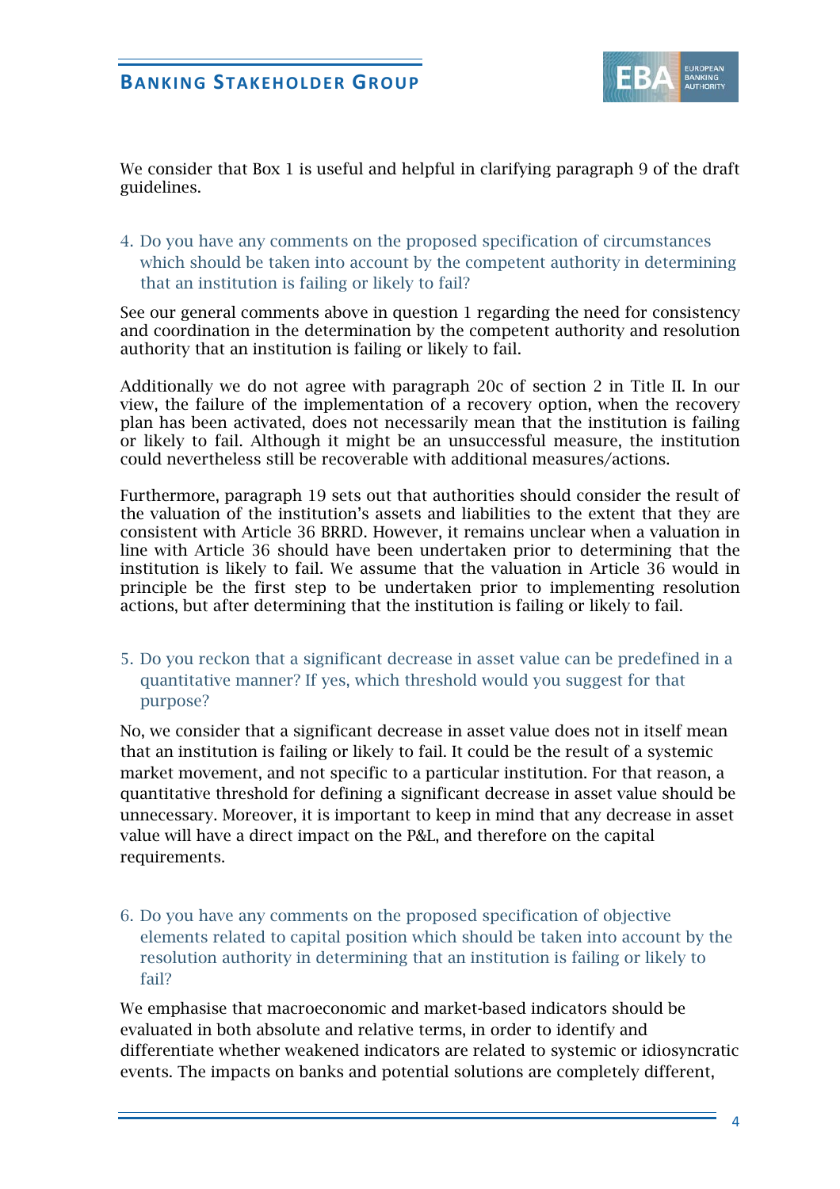We consider that Box 1 is useful and helpful in clarifying paragraph 9 of the draft guidelines.

4. Do you have any comments on the proposed specification of circumstances which should be taken into account by the competent authority in determining that an institution is failing or likely to fail?

See our general comments above in question 1 regarding the need for consistency and coordination in the determination by the competent authority and resolution authority that an institution is failing or likely to fail.

Additionally we do not agree with paragraph 20c of section 2 in Title II. In our view, the failure of the implementation of a recovery option, when the recovery plan has been activated, does not necessarily mean that the institution is failing or likely to fail. Although it might be an unsuccessful measure, the institution could nevertheless still be recoverable with additional measures/actions.

Furthermore, paragraph 19 sets out that authorities should consider the result of the valuation of the institution's assets and liabilities to the extent that they are consistent with Article 36 BRRD. However, it remains unclear when a valuation in line with Article 36 should have been undertaken prior to determining that the institution is likely to fail. We assume that the valuation in Article 36 would in principle be the first step to be undertaken prior to implementing resolution actions, but after determining that the institution is failing or likely to fail.

5. Do you reckon that a significant decrease in asset value can be predefined in a quantitative manner? If yes, which threshold would you suggest for that purpose?

No, we consider that a significant decrease in asset value does not in itself mean that an institution is failing or likely to fail. It could be the result of a systemic market movement, and not specific to a particular institution. For that reason, a quantitative threshold for defining a significant decrease in asset value should be unnecessary. Moreover, it is important to keep in mind that any decrease in asset value will have a direct impact on the P&L, and therefore on the capital requirements.

6. Do you have any comments on the proposed specification of objective elements related to capital position which should be taken into account by the resolution authority in determining that an institution is failing or likely to fail?

We emphasise that macroeconomic and market-based indicators should be evaluated in both absolute and relative terms, in order to identify and differentiate whether weakened indicators are related to systemic or idiosyncratic events. The impacts on banks and potential solutions are completely different,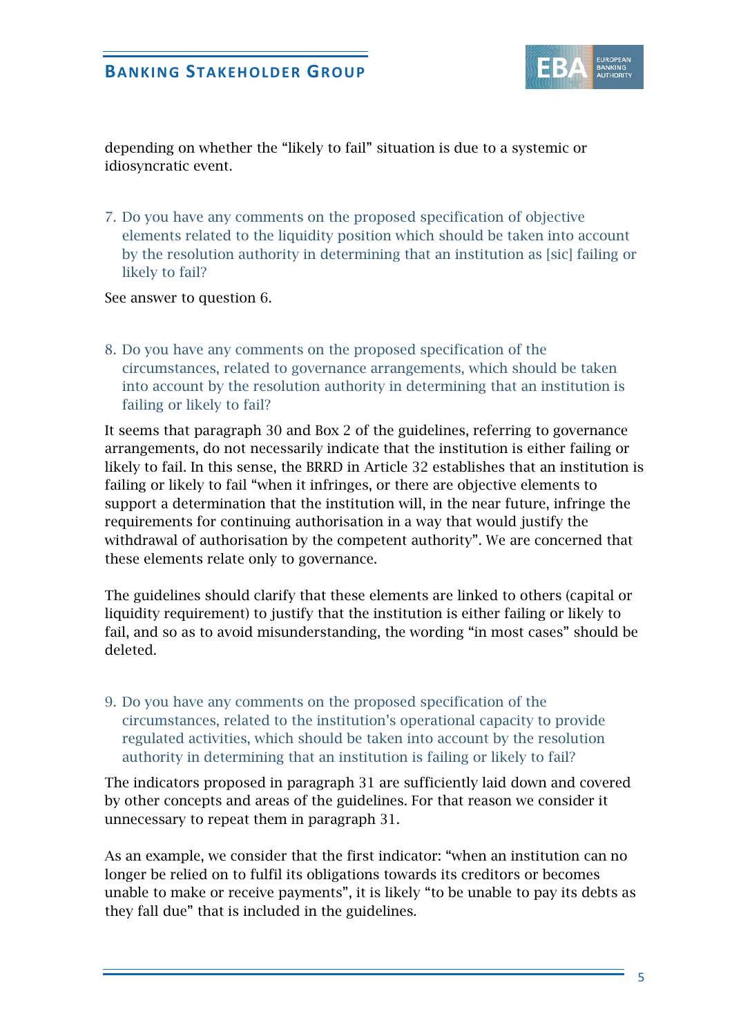depending on whether the "likely to fail" situation is due to a systemic or idiosyncratic event.

7. Do you have any comments on the proposed specification of objective elements related to the liquidity position which should be taken into account by the resolution authority in determining that an institution as [sic] failing or likely to fail?

See answer to question 6.

8. Do you have any comments on the proposed specification of the circumstances, related to governance arrangements, which should be taken into account by the resolution authority in determining that an institution is failing or likely to fail?

It seems that paragraph 30 and Box 2 of the guidelines, referring to governance arrangements, do not necessarily indicate that the institution is either failing or likely to fail. In this sense, the BRRD in Article 32 establishes that an institution is failing or likely to fail "when it infringes, or there are objective elements to support a determination that the institution will, in the near future, infringe the requirements for continuing authorisation in a way that would justify the withdrawal of authorisation by the competent authority". We are concerned that these elements relate only to governance.

The guidelines should clarify that these elements are linked to others (capital or liquidity requirement) to justify that the institution is either failing or likely to fail, and so as to avoid misunderstanding, the wording "in most cases" should be deleted.

9. Do you have any comments on the proposed specification of the circumstances, related to the institution's operational capacity to provide regulated activities, which should be taken into account by the resolution authority in determining that an institution is failing or likely to fail?

The indicators proposed in paragraph 31 are sufficiently laid down and covered by other concepts and areas of the guidelines. For that reason we consider it unnecessary to repeat them in paragraph 31.

As an example, we consider that the first indicator: "when an institution can no longer be relied on to fulfil its obligations towards its creditors or becomes unable to make or receive payments", it is likely "to be unable to pay its debts as they fall due" that is included in the guidelines.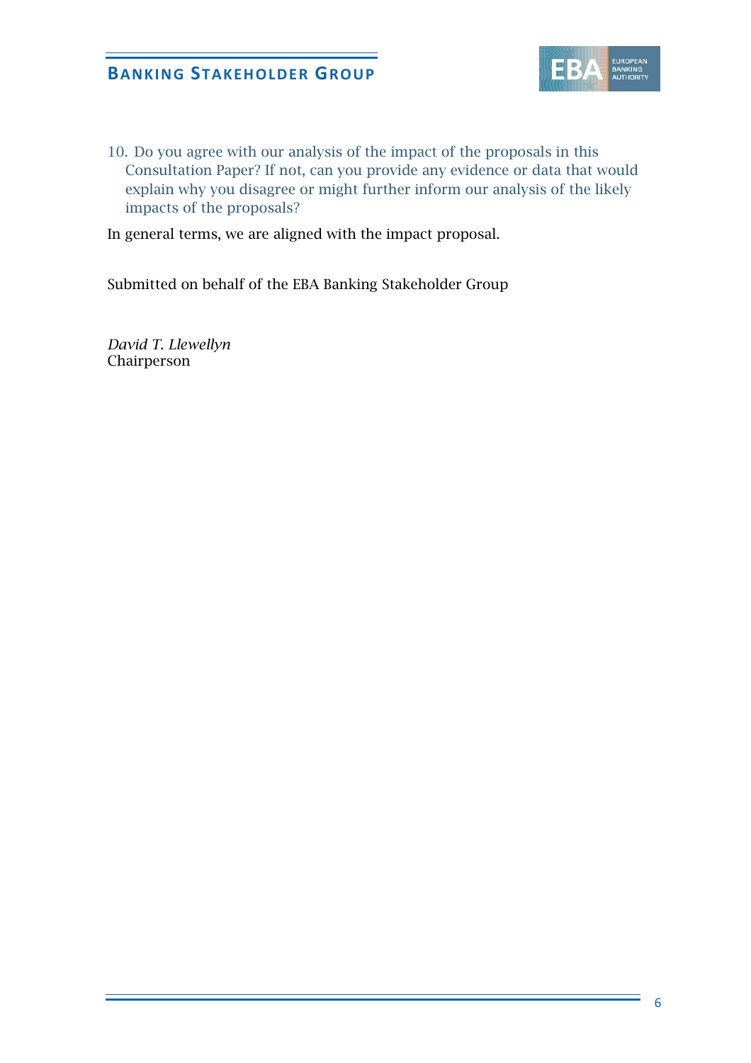10. Do you agree with our analysis of the impact of the proposals in this Consultation Paper? If not, can you provide any evidence or data that would explain why you disagree or might further inform our analysis of the likely impacts of the proposals?

In general terms, we are aligned with the impact proposal.

Submitted on behalf of the EBA Banking Stakeholder Group

*David T. Llewellyn*
Chairperson